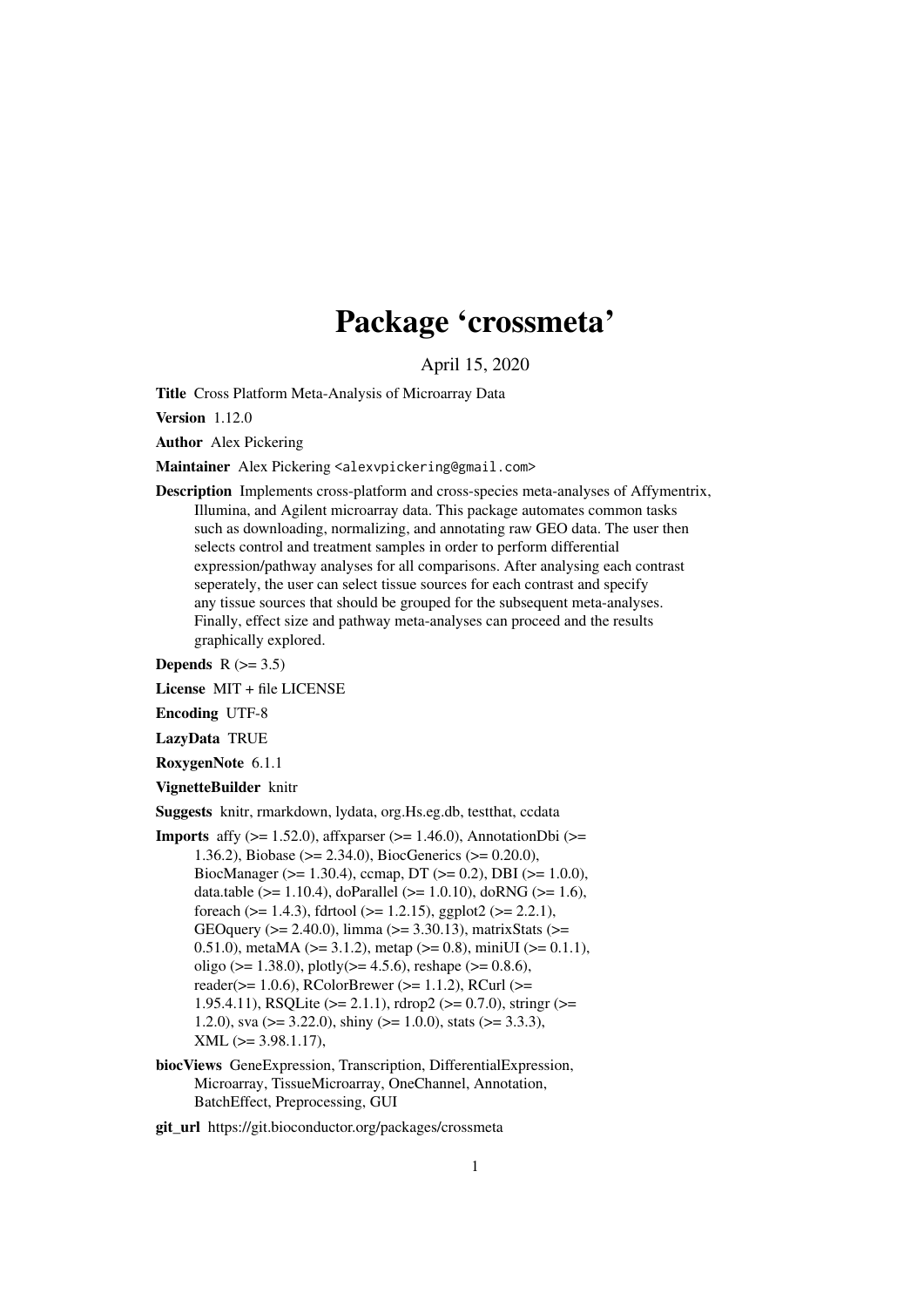# Package 'crossmeta'

April 15, 2020

**Title** Cross Platform Meta-Analysis of Microarray Data

**Version** 1.12.0

**Author** Alex Pickering

**Maintainer** Alex Pickering <alexvpickering@gmail.com>

**Description** Implements cross-platform and cross-species meta-analyses of Affymentrix, Illumina, and Agilent microarray data. This package automates common tasks such as downloading, normalizing, and annotating raw GEO data. The user then selects control and treatment samples in order to perform differential expression/pathway analyses for all comparisons. After analysing each contrast seperately, the user can select tissue sources for each contrast and specify any tissue sources that should be grouped for the subsequent meta-analyses. Finally, effect size and pathway meta-analyses can proceed and the results graphically explored.

**Depends** R (>= 3.5)

**License** MIT + file LICENSE

**Encoding** UTF-8

**LazyData** TRUE

**RoxygenNote** 6.1.1

**VignetteBuilder** knitr

**Suggests** knitr, rmarkdown, lydata, org.Hs.eg.db, testthat, ccdata

**Imports** affy (>= 1.52.0), affxparser (>= 1.46.0), AnnotationDbi (>= 1.36.2), Biobase (>= 2.34.0), BiocGenerics (>= 0.20.0), BiocManager (>= 1.30.4), ccmap, DT (>= 0.2), DBI (>= 1.0.0), data.table (>= 1.10.4), doParallel (>= 1.0.10), doRNG (>= 1.6), foreach (>= 1.4.3), fdrtool (>= 1.2.15), ggplot2 (>= 2.2.1), GEOquery (>= 2.40.0), limma (>= 3.30.13), matrixStats (>= 0.51.0), metaMA (>= 3.1.2), metap (>= 0.8), miniUI (>= 0.1.1), oligo (>= 1.38.0), plotly(>= 4.5.6), reshape (>= 0.8.6), reader(>= 1.0.6), RColorBrewer (>= 1.1.2), RCurl (>= 1.95.4.11), RSQLite (>= 2.1.1), rdrop2 (>= 0.7.0), stringr (>= 1.2.0), sva (>= 3.22.0), shiny (>= 1.0.0), stats (>= 3.3.3), XML (>= 3.98.1.17),

**biocViews** GeneExpression, Transcription, DifferentialExpression, Microarray, TissueMicroarray, OneChannel, Annotation, BatchEffect, Preprocessing, GUI

**git_url** https://git.bioconductor.org/packages/crossmeta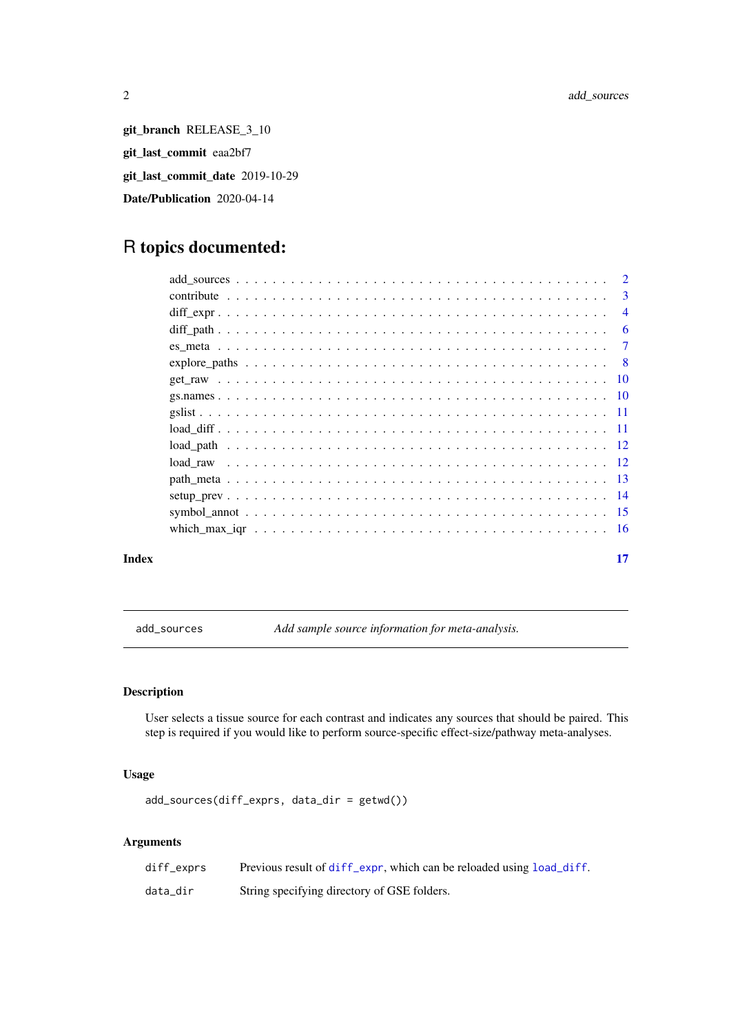**git_branch** RELEASE_3_10

**git_last_commit** eaa2bf7

**git_last_commit_date** 2019-10-29

**Date/Publication** 2020-04-14

# R topics documented:

| | |
|---|---|
| add_sources | 2 |
| contribute | 3 |
| diff_expr | 4 |
| diff_path | 6 |
| es_meta | 7 |
| explore_paths | 8 |
| get_raw | 10 |
| gs.names | 10 |
| gslist | 11 |
| load_diff | 11 |
| load_path | 12 |
| load_raw | 12 |
| path_meta | 13 |
| setup_prev | 14 |
| symbol_annot | 15 |
| which_max_iqr | 16 |

**Index** **17**

---

`add_sources` *Add sample source information for meta-analysis.*

---

### Description

User selects a tissue source for each contrast and indicates any sources that should be paired. This step is required if you would like to perform source-specific effect-size/pathway meta-analyses.

### Usage

```
add_sources(diff_exprs, data_dir = getwd())
```

### Arguments

| | |
|---|---|
| `diff_exprs` | Previous result of `diff_expr`, which can be reloaded using `load_diff`. |
| `data_dir` | String specifying directory of GSE folders. |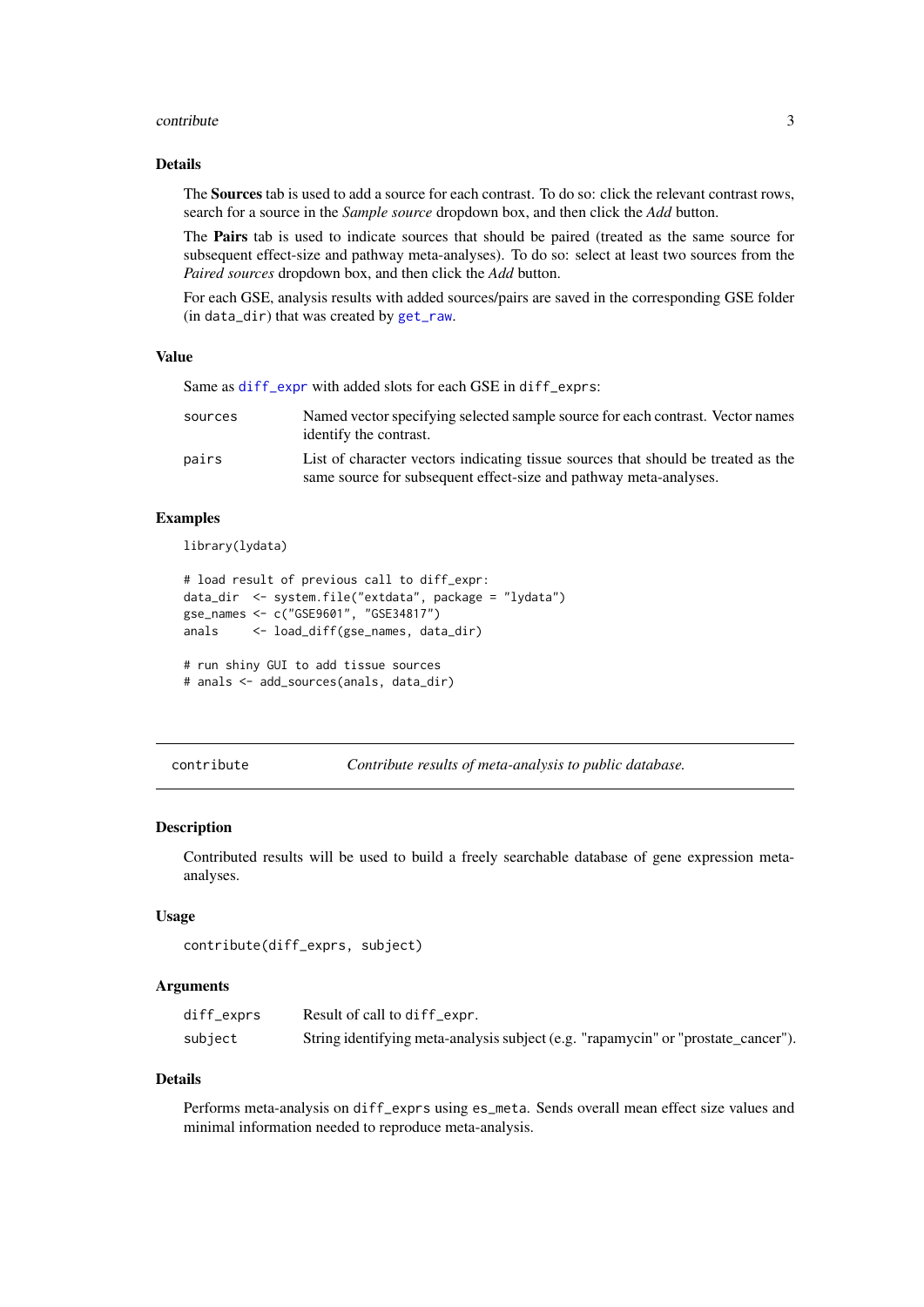### Details

The **Sources** tab is used to add a source for each contrast. To do so: click the relevant contrast rows, search for a source in the *Sample source* dropdown box, and then click the *Add* button.

The **Pairs** tab is used to indicate sources that should be paired (treated as the same source for subsequent effect-size and pathway meta-analyses). To do so: select at least two sources from the *Paired sources* dropdown box, and then click the *Add* button.

For each GSE, analysis results with added sources/pairs are saved in the corresponding GSE folder (in `data_dir`) that was created by `get_raw`.

### Value

Same as `diff_expr` with added slots for each GSE in `diff_exprs`:

| | |
|---|---|
| `sources` | Named vector specifying selected sample source for each contrast. Vector names identify the contrast. |
| `pairs` | List of character vectors indicating tissue sources that should be treated as the same source for subsequent effect-size and pathway meta-analyses. |

### Examples

```
library(lydata)

# load result of previous call to diff_expr:
data_dir  <- system.file("extdata", package = "lydata")
gse_names <- c("GSE9601", "GSE34817")
anals     <- load_diff(gse_names, data_dir)

# run shiny GUI to add tissue sources
# anals <- add_sources(anals, data_dir)
```

---

## contribute — *Contribute results of meta-analysis to public database.*

### Description

Contributed results will be used to build a freely searchable database of gene expression meta-analyses.

### Usage

```
contribute(diff_exprs, subject)
```

### Arguments

| | |
|---|---|
| `diff_exprs` | Result of call to `diff_expr`. |
| `subject` | String identifying meta-analysis subject (e.g. "rapamycin" or "prostate_cancer"). |

### Details

Performs meta-analysis on `diff_exprs` using `es_meta`. Sends overall mean effect size values and minimal information needed to reproduce meta-analysis.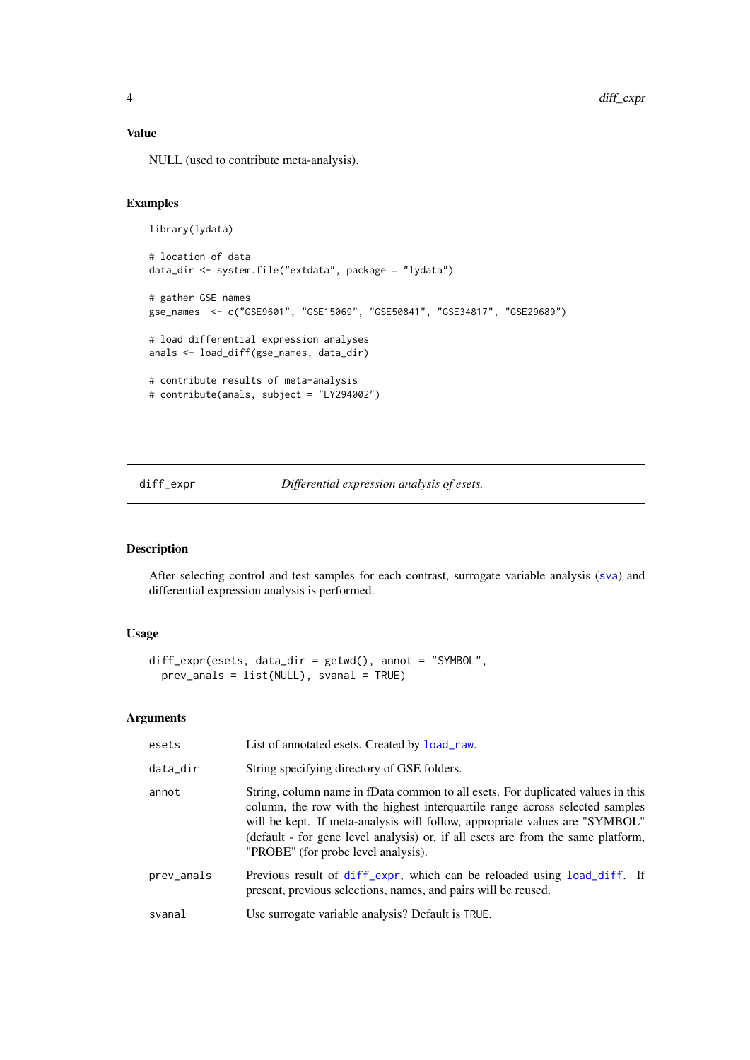### Value

NULL (used to contribute meta-analysis).

### Examples

```
library(lydata)

# location of data
data_dir <- system.file("extdata", package = "lydata")

# gather GSE names
gse_names  <- c("GSE9601", "GSE15069", "GSE50841", "GSE34817", "GSE29689")

# load differential expression analyses
anals <- load_diff(gse_names, data_dir)

# contribute results of meta-analysis
# contribute(anals, subject = "LY294002")
```

---

## diff_expr *Differential expression analysis of esets.*

---

### Description

After selecting control and test samples for each contrast, surrogate variable analysis (sva) and differential expression analysis is performed.

### Usage

```
diff_expr(esets, data_dir = getwd(), annot = "SYMBOL",
  prev_anals = list(NULL), svanal = TRUE)
```

### Arguments

| | |
|---|---|
| esets | List of annotated esets. Created by load_raw. |
| data_dir | String specifying directory of GSE folders. |
| annot | String, column name in fData common to all esets. For duplicated values in this column, the row with the highest interquartile range across selected samples will be kept. If meta-analysis will follow, appropriate values are "SYMBOL" (default - for gene level analysis) or, if all esets are from the same platform, "PROBE" (for probe level analysis). |
| prev_anals | Previous result of diff_expr, which can be reloaded using load_diff. If present, previous selections, names, and pairs will be reused. |
| svanal | Use surrogate variable analysis? Default is TRUE. |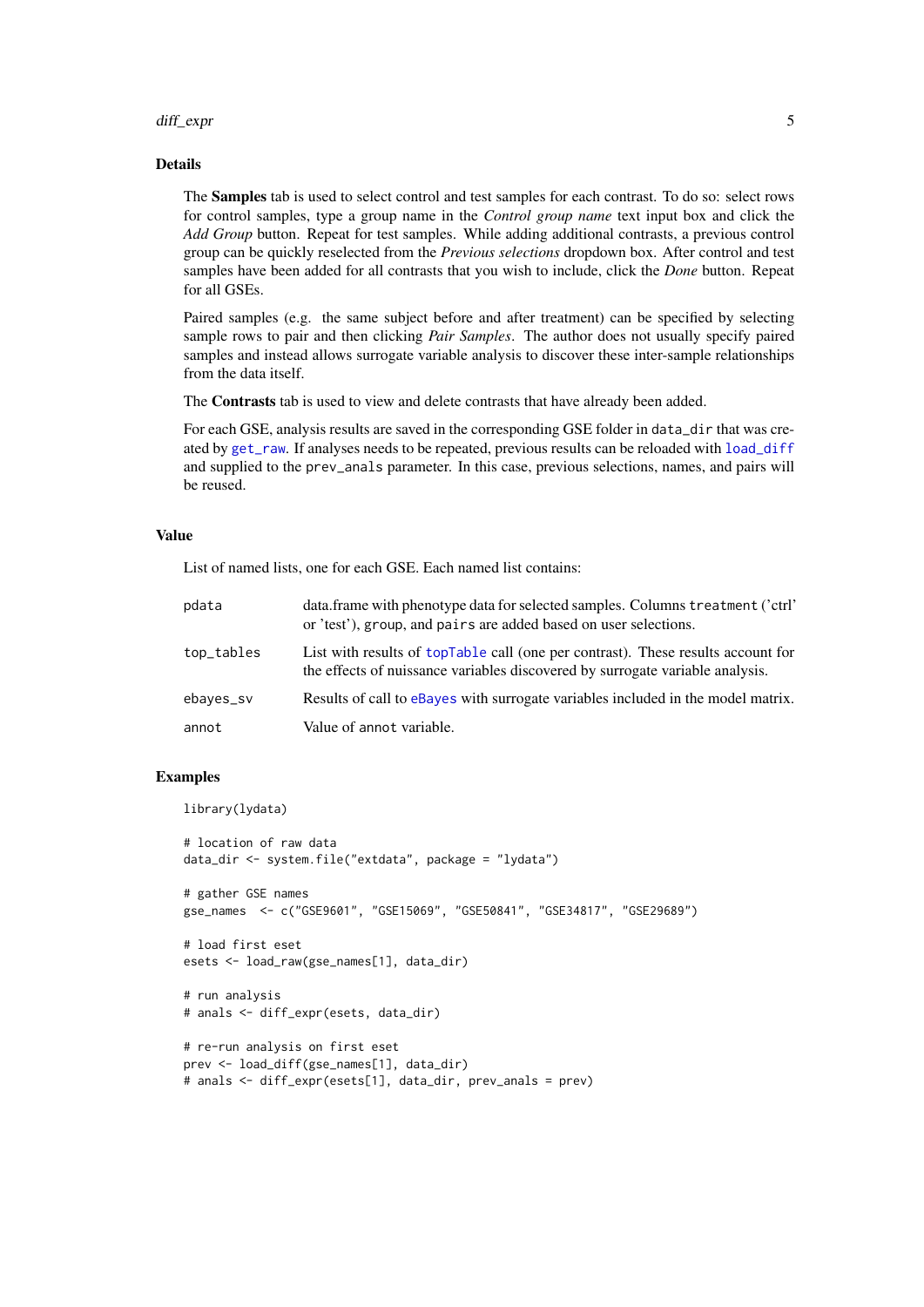## Details

The **Samples** tab is used to select control and test samples for each contrast. To do so: select rows for control samples, type a group name in the *Control group name* text input box and click the *Add Group* button. Repeat for test samples. While adding additional contrasts, a previous control group can be quickly reselected from the *Previous selections* dropdown box. After control and test samples have been added for all contrasts that you wish to include, click the *Done* button. Repeat for all GSEs.

Paired samples (e.g. the same subject before and after treatment) can be specified by selecting sample rows to pair and then clicking *Pair Samples*. The author does not usually specify paired samples and instead allows surrogate variable analysis to discover these inter-sample relationships from the data itself.

The **Contrasts** tab is used to view and delete contrasts that have already been added.

For each GSE, analysis results are saved in the corresponding GSE folder in `data_dir` that was created by `get_raw`. If analyses needs to be repeated, previous results can be reloaded with `load_diff` and supplied to the `prev_anals` parameter. In this case, previous selections, names, and pairs will be reused.

## Value

List of named lists, one for each GSE. Each named list contains:

| | |
|---|---|
| `pdata` | data.frame with phenotype data for selected samples. Columns `treatment` ('ctrl' or 'test'), `group`, and `pairs` are added based on user selections. |
| `top_tables` | List with results of `topTable` call (one per contrast). These results account for the effects of nuissance variables discovered by surrogate variable analysis. |
| `ebayes_sv` | Results of call to `eBayes` with surrogate variables included in the model matrix. |
| `annot` | Value of `annot` variable. |

## Examples

```
library(lydata)

# location of raw data
data_dir <- system.file("extdata", package = "lydata")

# gather GSE names
gse_names  <- c("GSE9601", "GSE15069", "GSE50841", "GSE34817", "GSE29689")

# load first eset
esets <- load_raw(gse_names[1], data_dir)

# run analysis
# anals <- diff_expr(esets, data_dir)

# re-run analysis on first eset
prev <- load_diff(gse_names[1], data_dir)
# anals <- diff_expr(esets[1], data_dir, prev_anals = prev)
```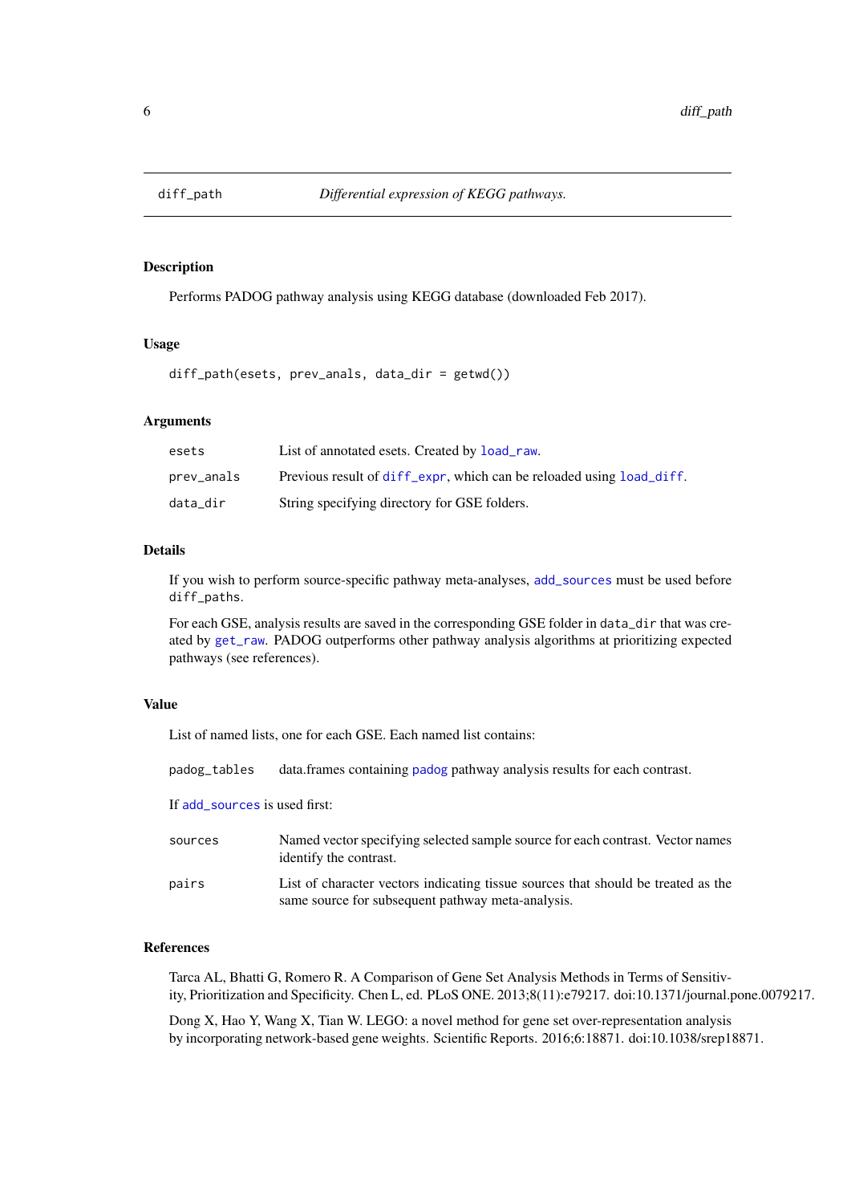## diff_path — *Differential expression of KEGG pathways.*

### Description

Performs PADOG pathway analysis using KEGG database (downloaded Feb 2017).

### Usage

```
diff_path(esets, prev_anals, data_dir = getwd())
```

### Arguments

| | |
|---|---|
| `esets` | List of annotated esets. Created by `load_raw`. |
| `prev_anals` | Previous result of `diff_expr`, which can be reloaded using `load_diff`. |
| `data_dir` | String specifying directory for GSE folders. |

### Details

If you wish to perform source-specific pathway meta-analyses, `add_sources` must be used before `diff_paths`.

For each GSE, analysis results are saved in the corresponding GSE folder in `data_dir` that was created by `get_raw`. PADOG outperforms other pathway analysis algorithms at prioritizing expected pathways (see references).

### Value

List of named lists, one for each GSE. Each named list contains:

| | |
|---|---|
| `padog_tables` | data.frames containing `padog` pathway analysis results for each contrast. |

If `add_sources` is used first:

| | |
|---|---|
| `sources` | Named vector specifying selected sample source for each contrast. Vector names identify the contrast. |
| `pairs` | List of character vectors indicating tissue sources that should be treated as the same source for subsequent pathway meta-analysis. |

### References

Tarca AL, Bhatti G, Romero R. A Comparison of Gene Set Analysis Methods in Terms of Sensitivity, Prioritization and Specificity. Chen L, ed. PLoS ONE. 2013;8(11):e79217. doi:10.1371/journal.pone.0079217.

Dong X, Hao Y, Wang X, Tian W. LEGO: a novel method for gene set over-representation analysis by incorporating network-based gene weights. Scientific Reports. 2016;6:18871. doi:10.1038/srep18871.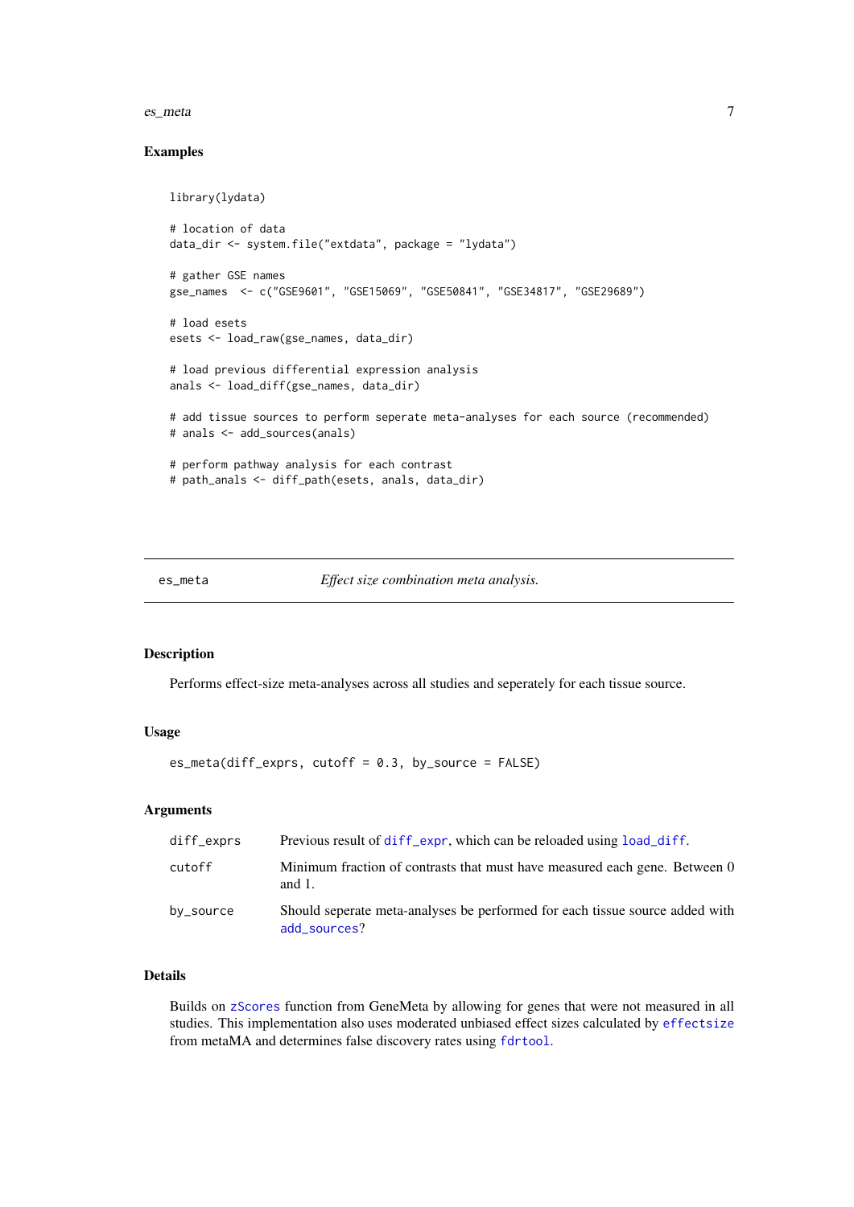### Examples

```
library(lydata)

# location of data
data_dir <- system.file("extdata", package = "lydata")

# gather GSE names
gse_names  <- c("GSE9601", "GSE15069", "GSE50841", "GSE34817", "GSE29689")

# load esets
esets <- load_raw(gse_names, data_dir)

# load previous differential expression analysis
anals <- load_diff(gse_names, data_dir)

# add tissue sources to perform seperate meta-analyses for each source (recommended)
# anals <- add_sources(anals)

# perform pathway analysis for each contrast
# path_anals <- diff_path(esets, anals, data_dir)
```

---

## es_meta *Effect size combination meta analysis.*

### Description

Performs effect-size meta-analyses across all studies and seperately for each tissue source.

### Usage

```
es_meta(diff_exprs, cutoff = 0.3, by_source = FALSE)
```

### Arguments

| | |
|---|---|
| diff_exprs | Previous result of diff_expr, which can be reloaded using load_diff. |
| cutoff | Minimum fraction of contrasts that must have measured each gene. Between 0 and 1. |
| by_source | Should seperate meta-analyses be performed for each tissue source added with add_sources? |

### Details

Builds on zScores function from GeneMeta by allowing for genes that were not measured in all studies. This implementation also uses moderated unbiased effect sizes calculated by effectsize from metaMA and determines false discovery rates using fdrtool.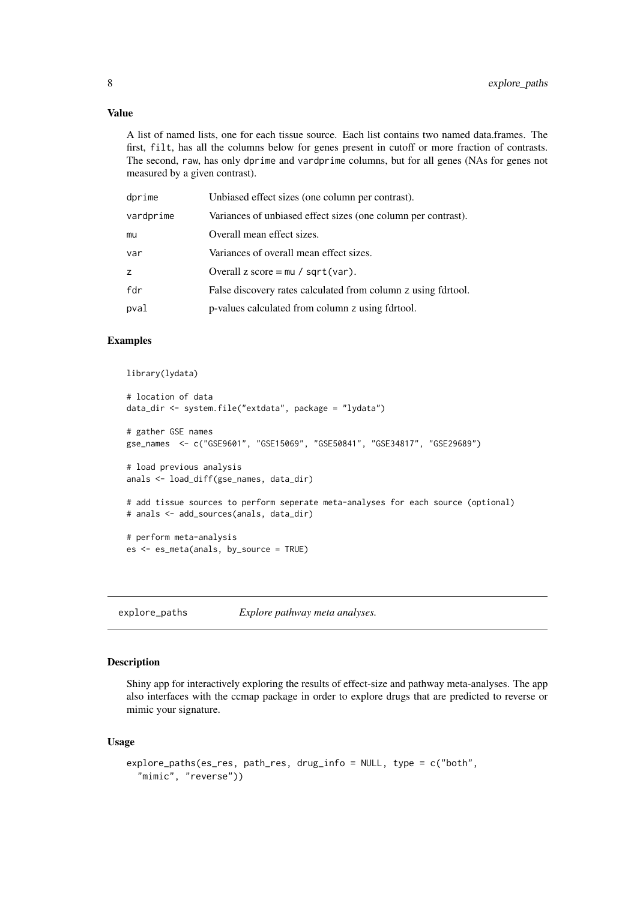### Value

A list of named lists, one for each tissue source. Each list contains two named data.frames. The first, `filt`, has all the columns below for genes present in cutoff or more fraction of contrasts. The second, `raw`, has only `dprime` and `vardprime` columns, but for all genes (NAs for genes not measured by a given contrast).

| | |
|---|---|
| `dprime` | Unbiased effect sizes (one column per contrast). |
| `vardprime` | Variances of unbiased effect sizes (one column per contrast). |
| `mu` | Overall mean effect sizes. |
| `var` | Variances of overall mean effect sizes. |
| `z` | Overall z score = `mu / sqrt(var)`. |
| `fdr` | False discovery rates calculated from column `z` using fdrtool. |
| `pval` | p-values calculated from column `z` using fdrtool. |

### Examples

```
library(lydata)

# location of data
data_dir <- system.file("extdata", package = "lydata")

# gather GSE names
gse_names  <- c("GSE9601", "GSE15069", "GSE50841", "GSE34817", "GSE29689")

# load previous analysis
anals <- load_diff(gse_names, data_dir)

# add tissue sources to perform seperate meta-analyses for each source (optional)
# anals <- add_sources(anals, data_dir)

# perform meta-analysis
es <- es_meta(anals, by_source = TRUE)
```

---

## explore_paths — *Explore pathway meta analyses.*

---

### Description

Shiny app for interactively exploring the results of effect-size and pathway meta-analyses. The app also interfaces with the ccmap package in order to explore drugs that are predicted to reverse or mimic your signature.

### Usage

```
explore_paths(es_res, path_res, drug_info = NULL, type = c("both",
  "mimic", "reverse"))
```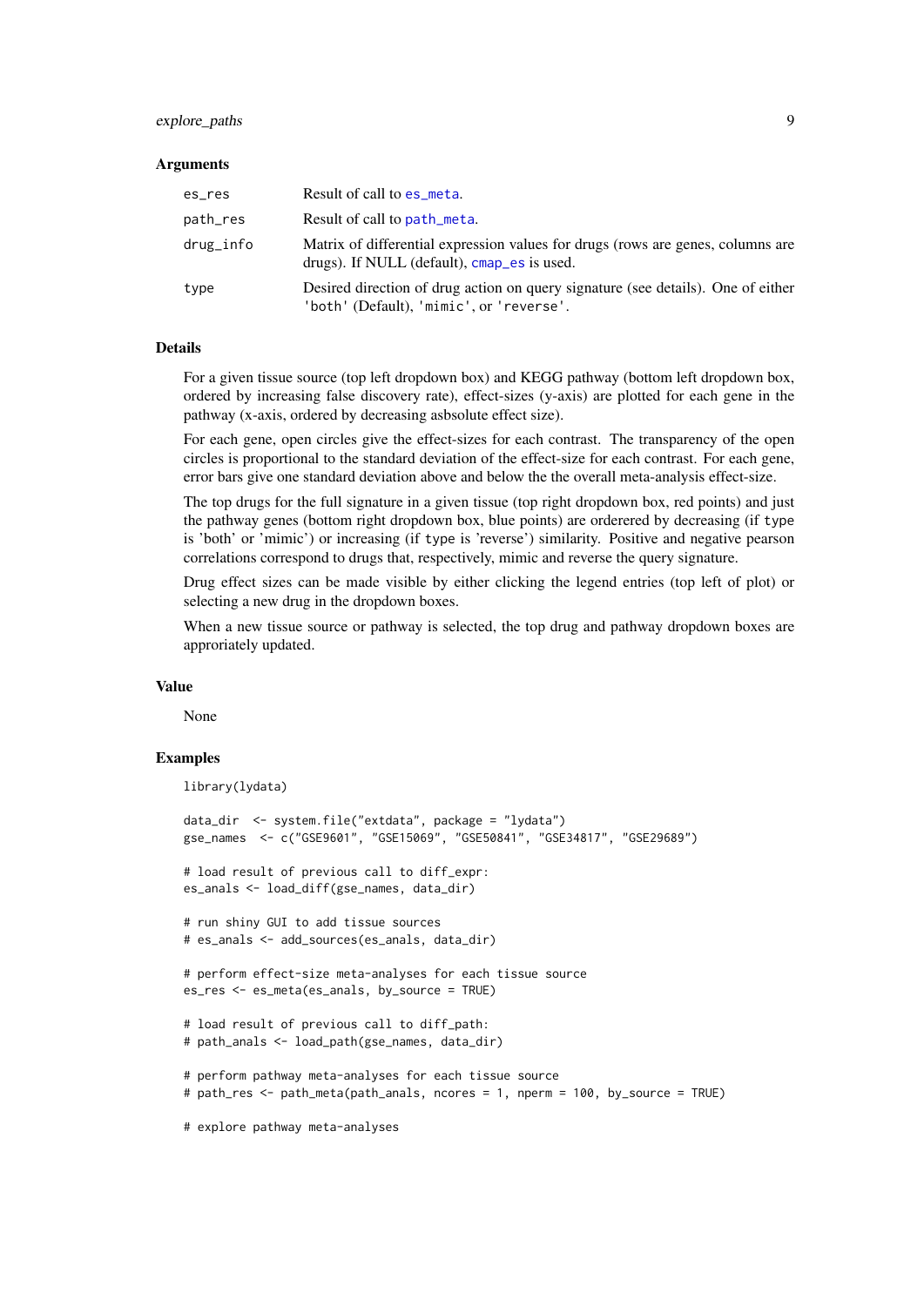### Arguments

| | |
|---|---|
| es_res | Result of call to es_meta. |
| path_res | Result of call to path_meta. |
| drug_info | Matrix of differential expression values for drugs (rows are genes, columns are drugs). If NULL (default), cmap_es is used. |
| type | Desired direction of drug action on query signature (see details). One of either 'both' (Default), 'mimic', or 'reverse'. |

### Details

For a given tissue source (top left dropdown box) and KEGG pathway (bottom left dropdown box, ordered by increasing false discovery rate), effect-sizes (y-axis) are plotted for each gene in the pathway (x-axis, ordered by decreasing asbsolute effect size).

For each gene, open circles give the effect-sizes for each contrast. The transparency of the open circles is proportional to the standard deviation of the effect-size for each contrast. For each gene, error bars give one standard deviation above and below the the overall meta-analysis effect-size.

The top drugs for the full signature in a given tissue (top right dropdown box, red points) and just the pathway genes (bottom right dropdown box, blue points) are orderered by decreasing (if `type` is 'both' or 'mimic') or increasing (if `type` is 'reverse') similarity. Positive and negative pearson correlations correspond to drugs that, respectively, mimic and reverse the query signature.

Drug effect sizes can be made visible by either clicking the legend entries (top left of plot) or selecting a new drug in the dropdown boxes.

When a new tissue source or pathway is selected, the top drug and pathway dropdown boxes are approriately updated.

### Value

None

### Examples

```
library(lydata)

data_dir  <- system.file("extdata", package = "lydata")
gse_names  <- c("GSE9601", "GSE15069", "GSE50841", "GSE34817", "GSE29689")

# load result of previous call to diff_expr:
es_anals <- load_diff(gse_names, data_dir)

# run shiny GUI to add tissue sources
# es_anals <- add_sources(es_anals, data_dir)

# perform effect-size meta-analyses for each tissue source
es_res <- es_meta(es_anals, by_source = TRUE)

# load result of previous call to diff_path:
# path_anals <- load_path(gse_names, data_dir)

# perform pathway meta-analyses for each tissue source
# path_res <- path_meta(path_anals, ncores = 1, nperm = 100, by_source = TRUE)

# explore pathway meta-analyses
```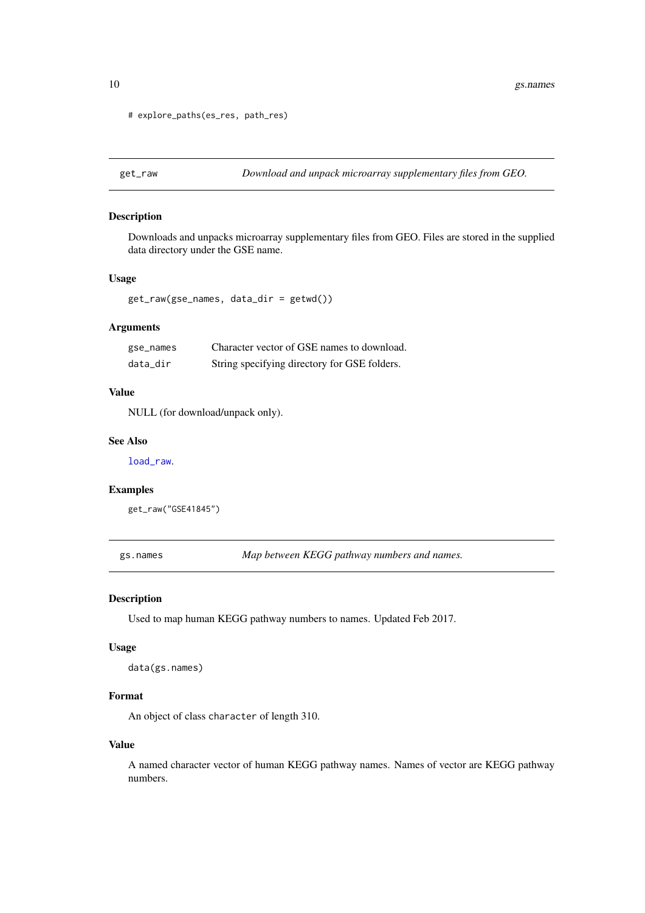```
# explore_paths(es_res, path_res)
```

## get_raw — *Download and unpack microarray supplementary files from GEO.*

### Description

Downloads and unpacks microarray supplementary files from GEO. Files are stored in the supplied data directory under the GSE name.

### Usage

```
get_raw(gse_names, data_dir = getwd())
```

### Arguments

| | |
|---|---|
| `gse_names` | Character vector of GSE names to download. |
| `data_dir` | String specifying directory for GSE folders. |

### Value

NULL (for download/unpack only).

### See Also

`load_raw`.

### Examples

```
get_raw("GSE41845")
```

## gs.names — *Map between KEGG pathway numbers and names.*

### Description

Used to map human KEGG pathway numbers to names. Updated Feb 2017.

### Usage

```
data(gs.names)
```

### Format

An object of class `character` of length 310.

### Value

A named character vector of human KEGG pathway names. Names of vector are KEGG pathway numbers.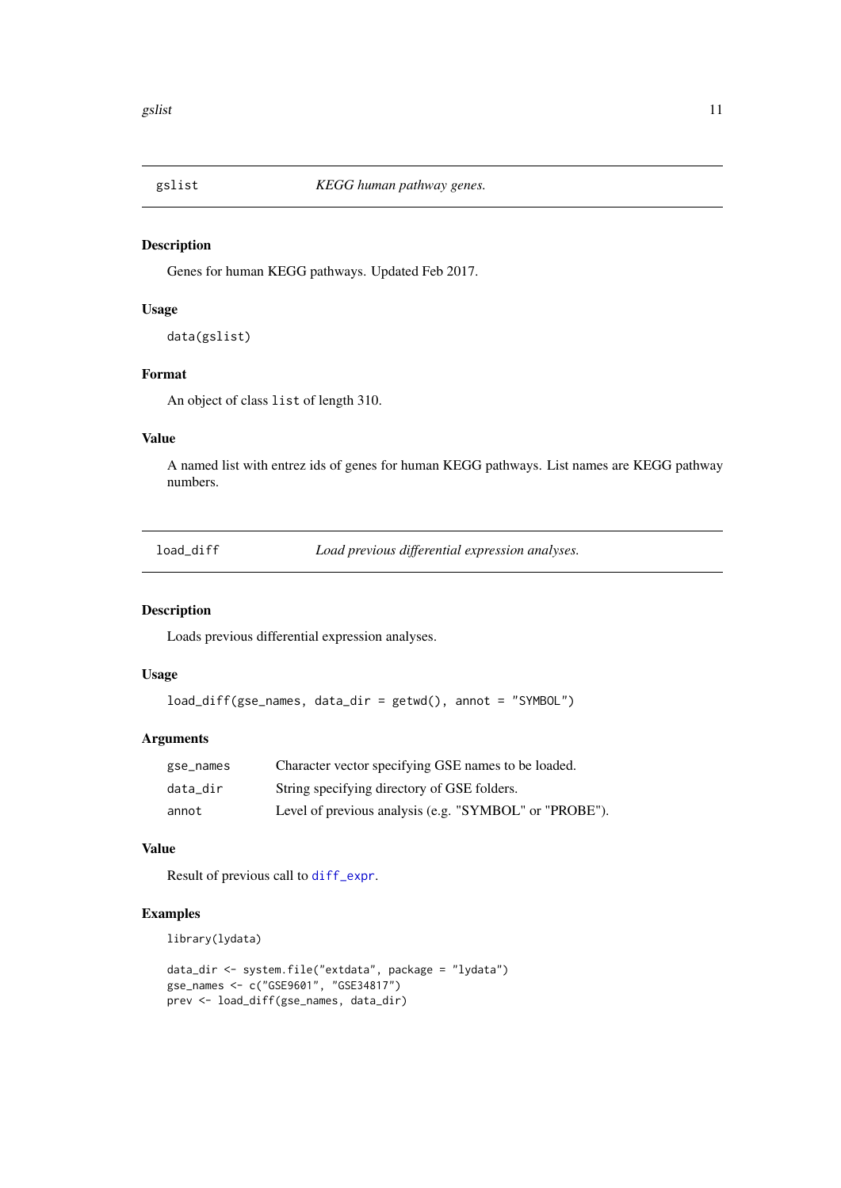## gslist — *KEGG human pathway genes.*

### Description

Genes for human KEGG pathways. Updated Feb 2017.

### Usage

```
data(gslist)
```

### Format

An object of class `list` of length 310.

### Value

A named list with entrez ids of genes for human KEGG pathways. List names are KEGG pathway numbers.

## load_diff — *Load previous differential expression analyses.*

### Description

Loads previous differential expression analyses.

### Usage

```
load_diff(gse_names, data_dir = getwd(), annot = "SYMBOL")
```

### Arguments

| | |
|---|---|
| `gse_names` | Character vector specifying GSE names to be loaded. |
| `data_dir` | String specifying directory of GSE folders. |
| `annot` | Level of previous analysis (e.g. "SYMBOL" or "PROBE"). |

### Value

Result of previous call to `diff_expr`.

### Examples

```
library(lydata)

data_dir <- system.file("extdata", package = "lydata")
gse_names <- c("GSE9601", "GSE34817")
prev <- load_diff(gse_names, data_dir)
```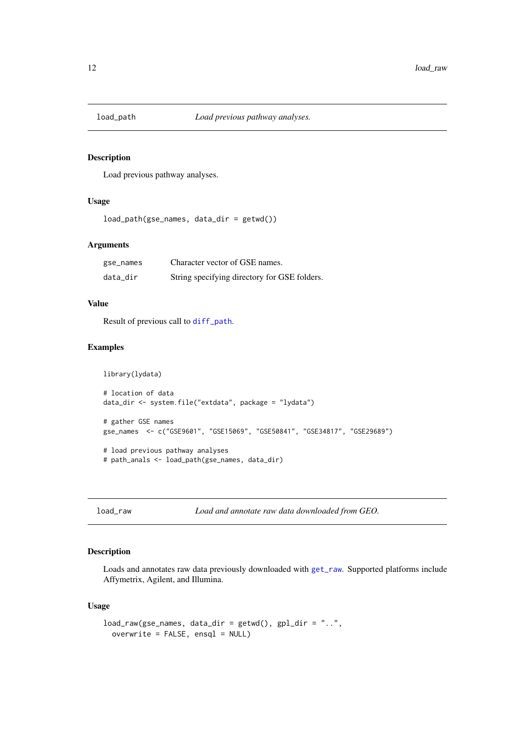## load_path — *Load previous pathway analyses.*

### Description

Load previous pathway analyses.

### Usage

```
load_path(gse_names, data_dir = getwd())
```

### Arguments

| | |
|---|---|
| gse_names | Character vector of GSE names. |
| data_dir | String specifying directory for GSE folders. |

### Value

Result of previous call to diff_path.

### Examples

```
library(lydata)

# location of data
data_dir <- system.file("extdata", package = "lydata")

# gather GSE names
gse_names  <- c("GSE9601", "GSE15069", "GSE50841", "GSE34817", "GSE29689")

# load previous pathway analyses
# path_anals <- load_path(gse_names, data_dir)
```

## load_raw — *Load and annotate raw data downloaded from GEO.*

### Description

Loads and annotates raw data previously downloaded with get_raw. Supported platforms include Affymetrix, Agilent, and Illumina.

### Usage

```
load_raw(gse_names, data_dir = getwd(), gpl_dir = "..",
  overwrite = FALSE, ensql = NULL)
```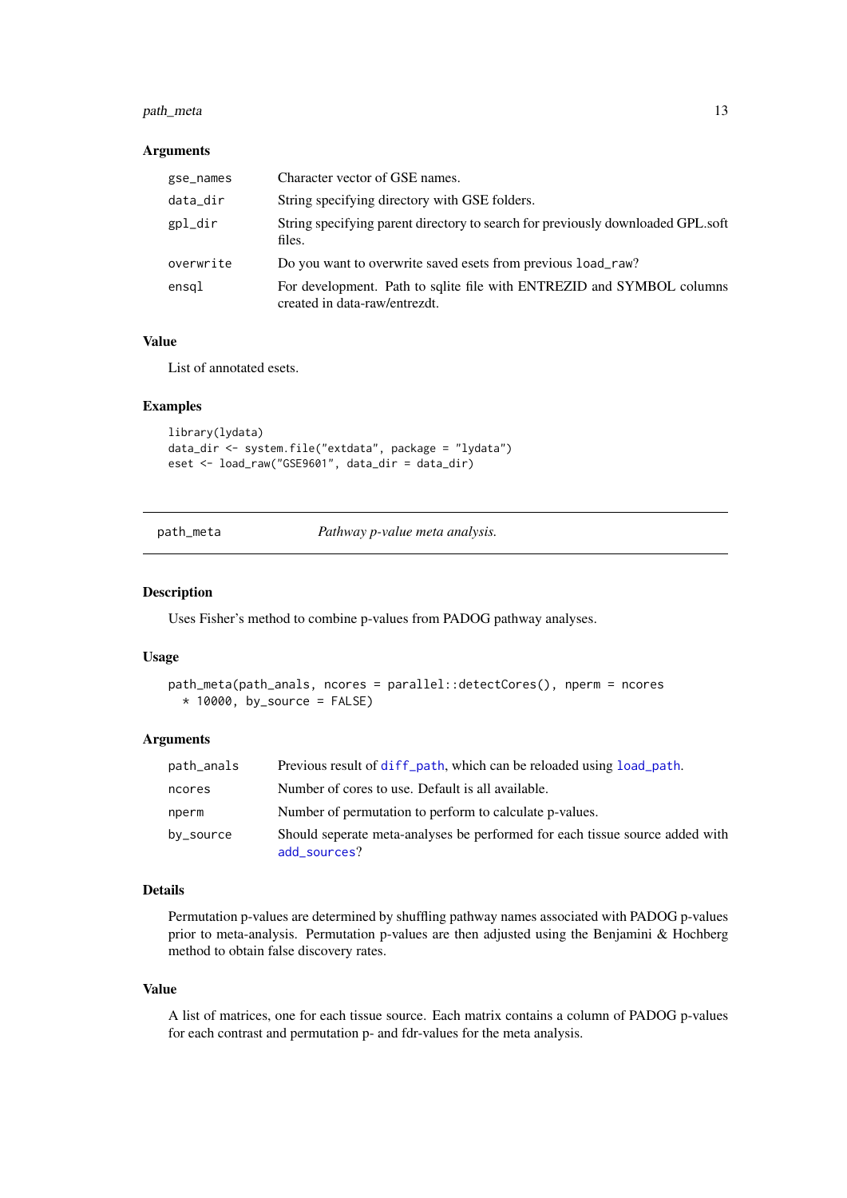### Arguments

| | |
|---|---|
| gse_names | Character vector of GSE names. |
| data_dir | String specifying directory with GSE folders. |
| gpl_dir | String specifying parent directory to search for previously downloaded GPL.soft files. |
| overwrite | Do you want to overwrite saved esets from previous `load_raw`? |
| ensql | For development. Path to sqlite file with ENTREZID and SYMBOL columns created in data-raw/entrezdt. |

### Value

List of annotated esets.

### Examples

```
library(lydata)
data_dir <- system.file("extdata", package = "lydata")
eset <- load_raw("GSE9601", data_dir = data_dir)
```

---

## path_meta — *Pathway p-value meta analysis.*

---

### Description

Uses Fisher's method to combine p-values from PADOG pathway analyses.

### Usage

```
path_meta(path_anals, ncores = parallel::detectCores(), nperm = ncores
  * 10000, by_source = FALSE)
```

### Arguments

| | |
|---|---|
| path_anals | Previous result of `diff_path`, which can be reloaded using `load_path`. |
| ncores | Number of cores to use. Default is all available. |
| nperm | Number of permutation to perform to calculate p-values. |
| by_source | Should seperate meta-analyses be performed for each tissue source added with `add_sources`? |

### Details

Permutation p-values are determined by shuffling pathway names associated with PADOG p-values prior to meta-analysis. Permutation p-values are then adjusted using the Benjamini & Hochberg method to obtain false discovery rates.

### Value

A list of matrices, one for each tissue source. Each matrix contains a column of PADOG p-values for each contrast and permutation p- and fdr-values for the meta analysis.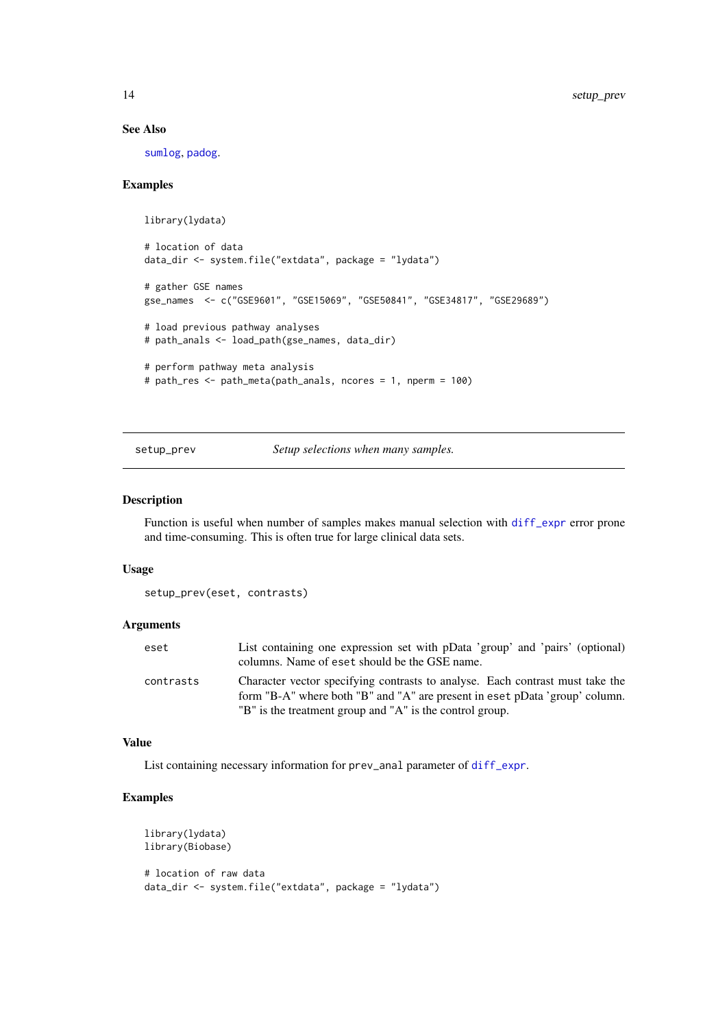### See Also

sumlog, padog.

### Examples

```
library(lydata)

# location of data
data_dir <- system.file("extdata", package = "lydata")

# gather GSE names
gse_names  <- c("GSE9601", "GSE15069", "GSE50841", "GSE34817", "GSE29689")

# load previous pathway analyses
# path_anals <- load_path(gse_names, data_dir)

# perform pathway meta analysis
# path_res <- path_meta(path_anals, ncores = 1, nperm = 100)
```

---

## setup_prev — *Setup selections when many samples.*

---

### Description

Function is useful when number of samples makes manual selection with diff_expr error prone and time-consuming. This is often true for large clinical data sets.

### Usage

```
setup_prev(eset, contrasts)
```

### Arguments

| | |
|---|---|
| eset | List containing one expression set with pData 'group' and 'pairs' (optional) columns. Name of eset should be the GSE name. |
| contrasts | Character vector specifying contrasts to analyse. Each contrast must take the form "B-A" where both "B" and "A" are present in eset pData 'group' column. "B" is the treatment group and "A" is the control group. |

### Value

List containing necessary information for prev_anal parameter of diff_expr.

### Examples

```
library(lydata)
library(Biobase)

# location of raw data
data_dir <- system.file("extdata", package = "lydata")
```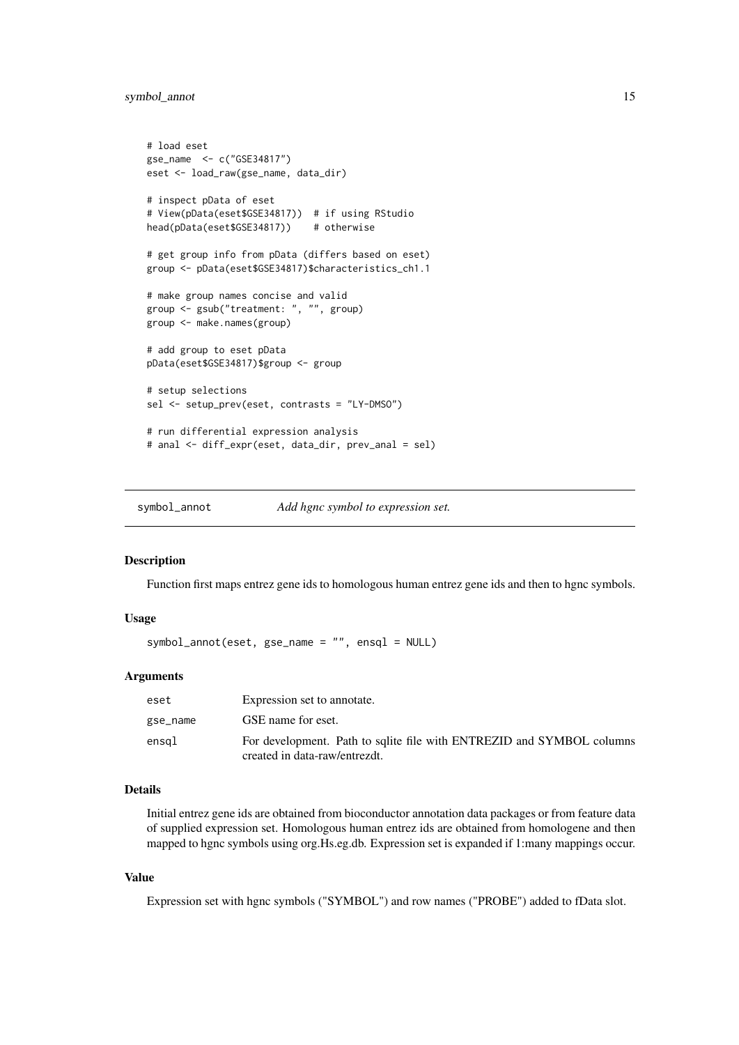```
# load eset
gse_name  <- c("GSE34817")
eset <- load_raw(gse_name, data_dir)

# inspect pData of eset
# View(pData(eset$GSE34817))  # if using RStudio
head(pData(eset$GSE34817))    # otherwise

# get group info from pData (differs based on eset)
group <- pData(eset$GSE34817)$characteristics_ch1.1

# make group names concise and valid
group <- gsub("treatment: ", "", group)
group <- make.names(group)

# add group to eset pData
pData(eset$GSE34817)$group <- group

# setup selections
sel <- setup_prev(eset, contrasts = "LY-DMSO")

# run differential expression analysis
# anal <- diff_expr(eset, data_dir, prev_anal = sel)
```

---

## symbol_annot — *Add hgnc symbol to expression set.*

---

### Description

Function first maps entrez gene ids to homologous human entrez gene ids and then to hgnc symbols.

### Usage

```
symbol_annot(eset, gse_name = "", ensql = NULL)
```

### Arguments

| | |
|---|---|
| eset | Expression set to annotate. |
| gse_name | GSE name for eset. |
| ensql | For development. Path to sqlite file with ENTREZID and SYMBOL columns created in data-raw/entrezdt. |

### Details

Initial entrez gene ids are obtained from bioconductor annotation data packages or from feature data of supplied expression set. Homologous human entrez ids are obtained from homologene and then mapped to hgnc symbols using org.Hs.eg.db. Expression set is expanded if 1:many mappings occur.

### Value

Expression set with hgnc symbols ("SYMBOL") and row names ("PROBE") added to fData slot.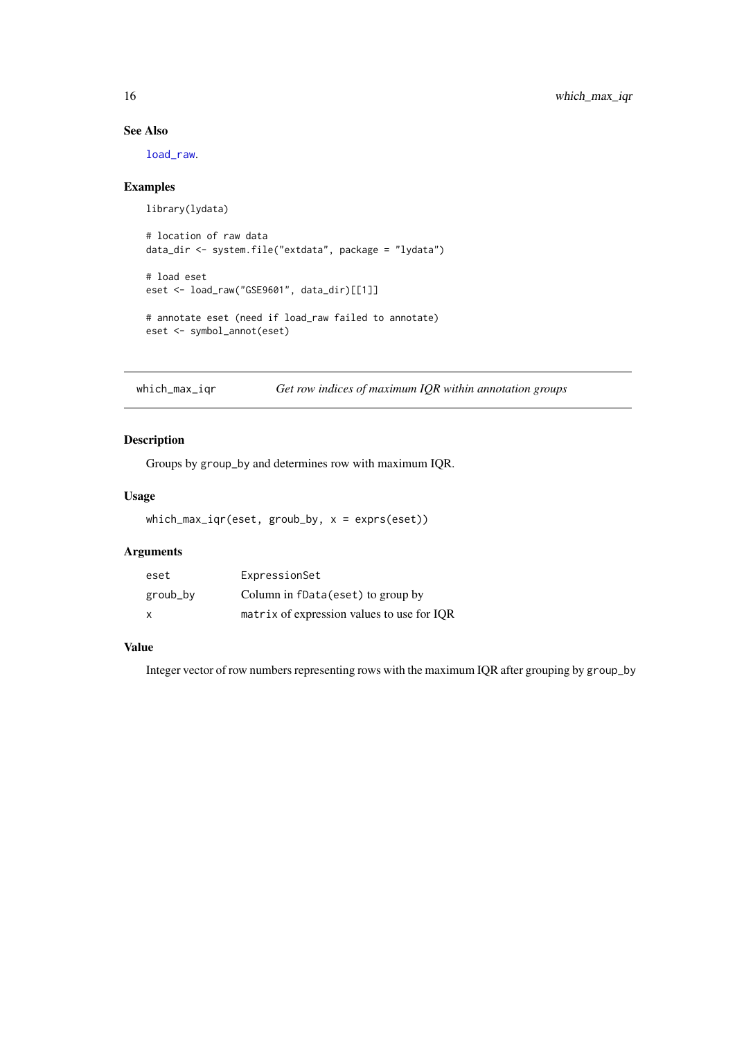### See Also

load_raw.

### Examples

```
library(lydata)

# location of raw data
data_dir <- system.file("extdata", package = "lydata")

# load eset
eset <- load_raw("GSE9601", data_dir)[[1]]

# annotate eset (need if load_raw failed to annotate)
eset <- symbol_annot(eset)
```

## which_max_iqr — *Get row indices of maximum IQR within annotation groups*

### Description

Groups by group_by and determines row with maximum IQR.

### Usage

```
which_max_iqr(eset, groub_by, x = exprs(eset))
```

### Arguments

| | |
|---|---|
| eset | ExpressionSet |
| groub_by | Column in fData(eset) to group by |
| x | matrix of expression values to use for IQR |

### Value

Integer vector of row numbers representing rows with the maximum IQR after grouping by group_by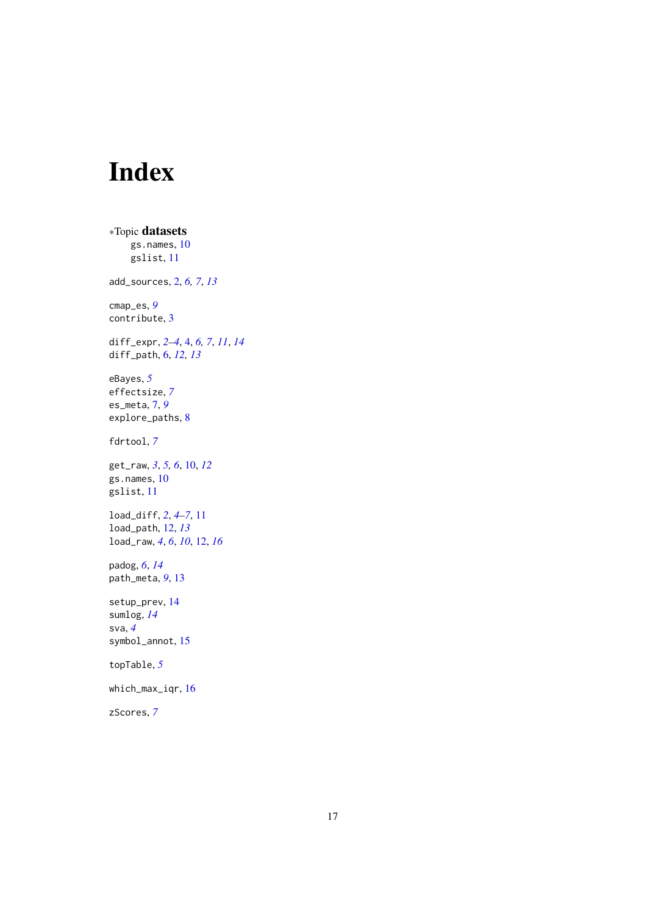# Index

*Topic **datasets**
  gs.names, 10
  gslist, 11

add_sources, 2, *6, 7*, *13*

cmap_es, *9*
contribute, 3

diff_expr, *2–4*, 4, *6, 7*, *11*, *14*
diff_path, 6, *12, 13*

eBayes, *5*
effectsize, *7*
es_meta, 7, *9*
explore_paths, 8

fdrtool, *7*

get_raw, *3*, *5, 6*, 10, *12*
gs.names, 10
gslist, 11

load_diff, *2*, *4–7*, 11
load_path, 12, *13*
load_raw, *4*, *6*, *10*, 12, *16*

padog, *6*, *14*
path_meta, *9*, 13

setup_prev, 14
sumlog, *14*
sva, *4*
symbol_annot, 15

topTable, *5*

which_max_iqr, 16

zScores, *7*